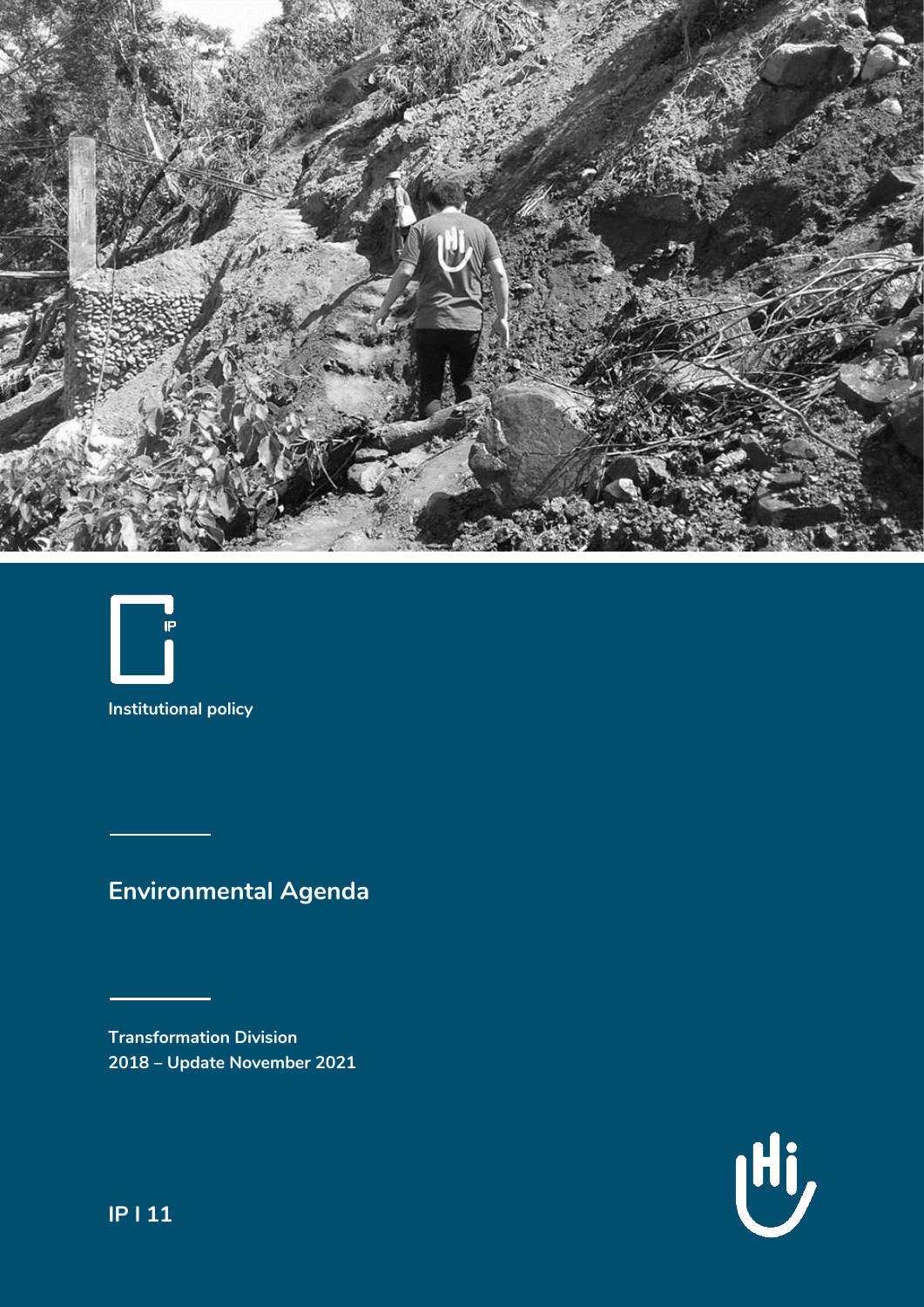Institutional policy

# Environmental Agenda

Transformation Division
2018 – Update November 2021

IP I 11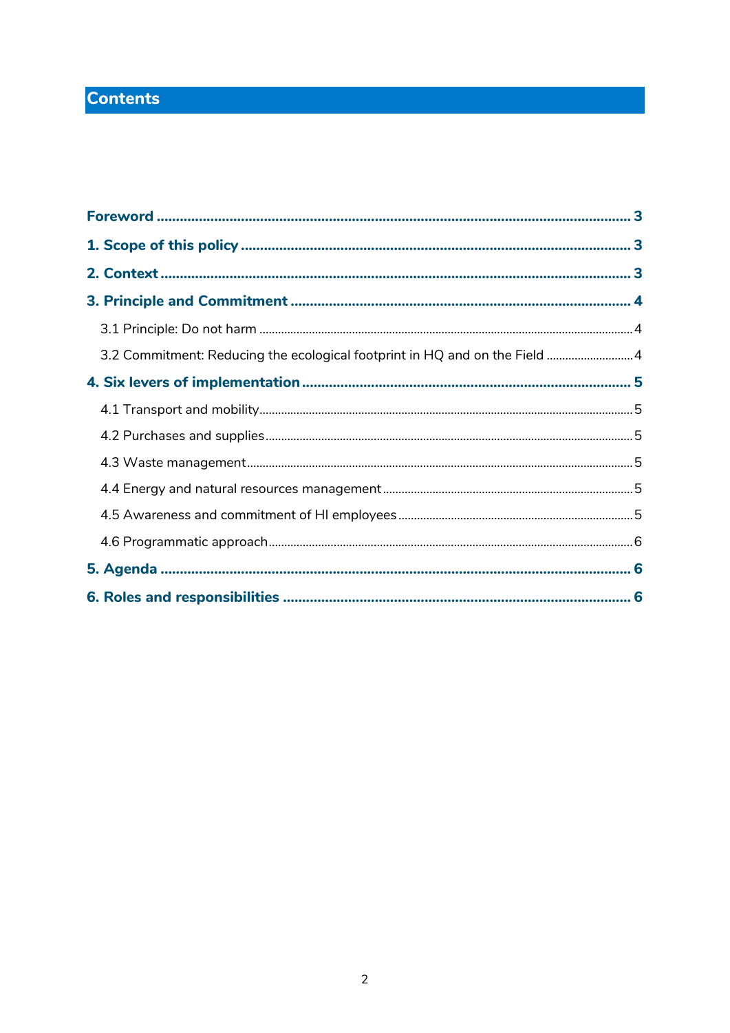# Contents

**Foreword** ........ 3

**1. Scope of this policy** ........ 3

**2. Context** ........ 3

**3. Principle and Commitment** ........ 4

3.1 Principle: Do not harm ........ 4

3.2 Commitment: Reducing the ecological footprint in HQ and on the Field ........ 4

**4. Six levers of implementation** ........ 5

4.1 Transport and mobility ........ 5

4.2 Purchases and supplies ........ 5

4.3 Waste management ........ 5

4.4 Energy and natural resources management ........ 5

4.5 Awareness and commitment of HI employees ........ 5

4.6 Programmatic approach ........ 6

**5. Agenda** ........ 6

**6. Roles and responsibilities** ........ 6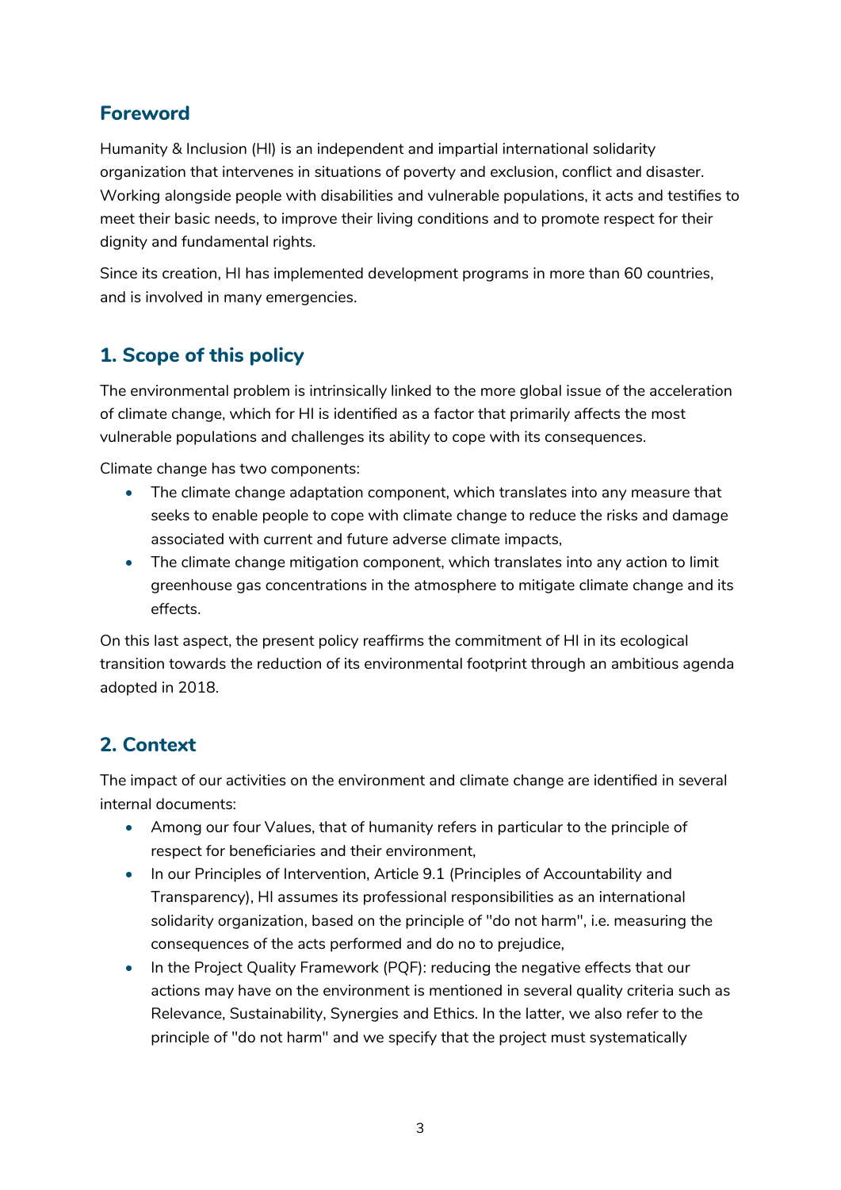## Foreword

Humanity & Inclusion (HI) is an independent and impartial international solidarity organization that intervenes in situations of poverty and exclusion, conflict and disaster. Working alongside people with disabilities and vulnerable populations, it acts and testifies to meet their basic needs, to improve their living conditions and to promote respect for their dignity and fundamental rights.

Since its creation, HI has implemented development programs in more than 60 countries, and is involved in many emergencies.

## 1. Scope of this policy

The environmental problem is intrinsically linked to the more global issue of the acceleration of climate change, which for HI is identified as a factor that primarily affects the most vulnerable populations and challenges its ability to cope with its consequences.

Climate change has two components:

- The climate change adaptation component, which translates into any measure that seeks to enable people to cope with climate change to reduce the risks and damage associated with current and future adverse climate impacts,
- The climate change mitigation component, which translates into any action to limit greenhouse gas concentrations in the atmosphere to mitigate climate change and its effects.

On this last aspect, the present policy reaffirms the commitment of HI in its ecological transition towards the reduction of its environmental footprint through an ambitious agenda adopted in 2018.

## 2. Context

The impact of our activities on the environment and climate change are identified in several internal documents:

- Among our four Values, that of humanity refers in particular to the principle of respect for beneficiaries and their environment,
- In our Principles of Intervention, Article 9.1 (Principles of Accountability and Transparency), HI assumes its professional responsibilities as an international solidarity organization, based on the principle of "do not harm", i.e. measuring the consequences of the acts performed and do no to prejudice,
- In the Project Quality Framework (PQF): reducing the negative effects that our actions may have on the environment is mentioned in several quality criteria such as Relevance, Sustainability, Synergies and Ethics. In the latter, we also refer to the principle of "do not harm" and we specify that the project must systematically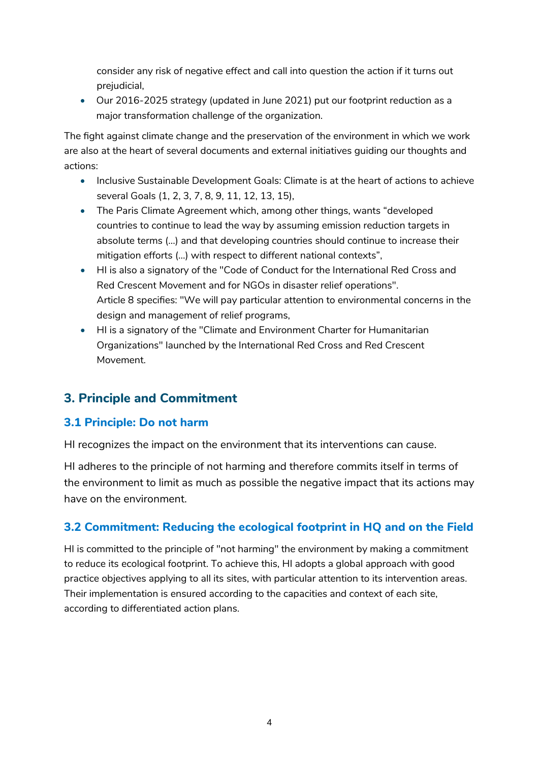consider any risk of negative effect and call into question the action if it turns out prejudicial,

- Our 2016-2025 strategy (updated in June 2021) put our footprint reduction as a major transformation challenge of the organization.

The fight against climate change and the preservation of the environment in which we work are also at the heart of several documents and external initiatives guiding our thoughts and actions:

- Inclusive Sustainable Development Goals: Climate is at the heart of actions to achieve several Goals (1, 2, 3, 7, 8, 9, 11, 12, 13, 15),
- The Paris Climate Agreement which, among other things, wants "developed countries to continue to lead the way by assuming emission reduction targets in absolute terms (...) and that developing countries should continue to increase their mitigation efforts (...) with respect to different national contexts",
- HI is also a signatory of the "Code of Conduct for the International Red Cross and Red Crescent Movement and for NGOs in disaster relief operations".
  Article 8 specifies: "We will pay particular attention to environmental concerns in the design and management of relief programs,
- HI is a signatory of the "Climate and Environment Charter for Humanitarian Organizations" launched by the International Red Cross and Red Crescent Movement.

## 3. Principle and Commitment

### 3.1 Principle: Do not harm

HI recognizes the impact on the environment that its interventions can cause.

HI adheres to the principle of not harming and therefore commits itself in terms of the environment to limit as much as possible the negative impact that its actions may have on the environment.

### 3.2 Commitment: Reducing the ecological footprint in HQ and on the Field

HI is committed to the principle of "not harming" the environment by making a commitment to reduce its ecological footprint. To achieve this, HI adopts a global approach with good practice objectives applying to all its sites, with particular attention to its intervention areas. Their implementation is ensured according to the capacities and context of each site, according to differentiated action plans.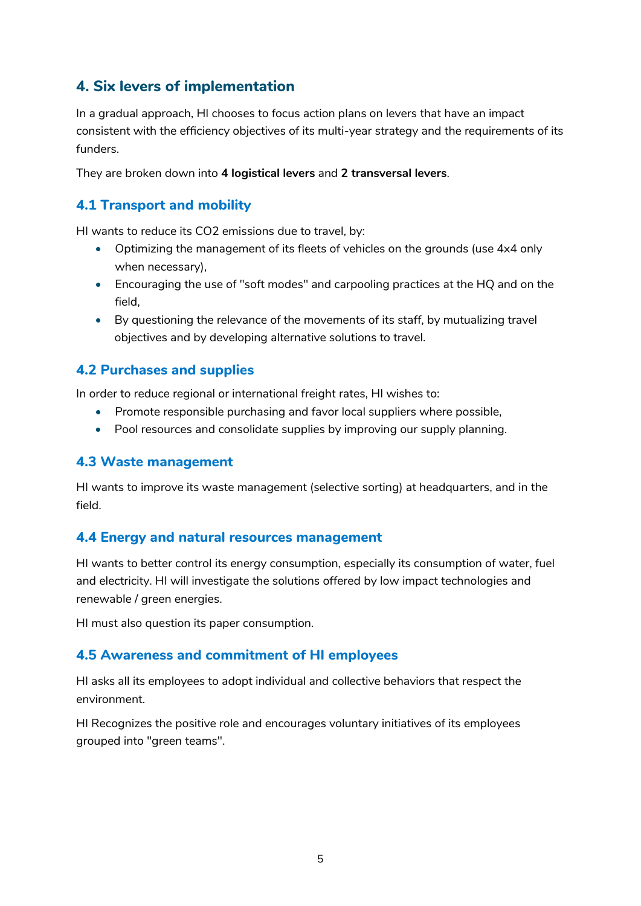## 4. Six levers of implementation

In a gradual approach, HI chooses to focus action plans on levers that have an impact consistent with the efficiency objectives of its multi-year strategy and the requirements of its funders.

They are broken down into **4 logistical levers** and **2 transversal levers**.

### 4.1 Transport and mobility

HI wants to reduce its $CO_2$ emissions due to travel, by:

- Optimizing the management of its fleets of vehicles on the grounds (use 4x4 only when necessary),
- Encouraging the use of "soft modes" and carpooling practices at the HQ and on the field,
- By questioning the relevance of the movements of its staff, by mutualizing travel objectives and by developing alternative solutions to travel.

### 4.2 Purchases and supplies

In order to reduce regional or international freight rates, HI wishes to:

- Promote responsible purchasing and favor local suppliers where possible,
- Pool resources and consolidate supplies by improving our supply planning.

### 4.3 Waste management

HI wants to improve its waste management (selective sorting) at headquarters, and in the field.

### 4.4 Energy and natural resources management

HI wants to better control its energy consumption, especially its consumption of water, fuel and electricity. HI will investigate the solutions offered by low impact technologies and renewable / green energies.

HI must also question its paper consumption.

### 4.5 Awareness and commitment of HI employees

HI asks all its employees to adopt individual and collective behaviors that respect the environment.

HI Recognizes the positive role and encourages voluntary initiatives of its employees grouped into "green teams".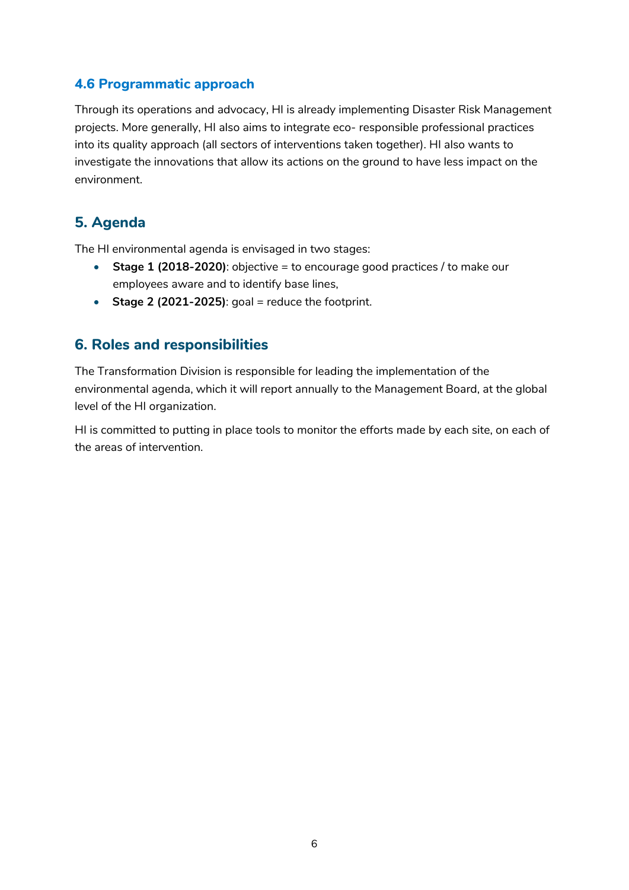### 4.6 Programmatic approach

Through its operations and advocacy, HI is already implementing Disaster Risk Management projects. More generally, HI also aims to integrate eco- responsible professional practices into its quality approach (all sectors of interventions taken together). HI also wants to investigate the innovations that allow its actions on the ground to have less impact on the environment.

## 5. Agenda

The HI environmental agenda is envisaged in two stages:

- **Stage 1 (2018-2020)**: objective = to encourage good practices / to make our employees aware and to identify base lines,
- **Stage 2 (2021-2025)**: goal = reduce the footprint.

## 6. Roles and responsibilities

The Transformation Division is responsible for leading the implementation of the environmental agenda, which it will report annually to the Management Board, at the global level of the HI organization.

HI is committed to putting in place tools to monitor the efforts made by each site, on each of the areas of intervention.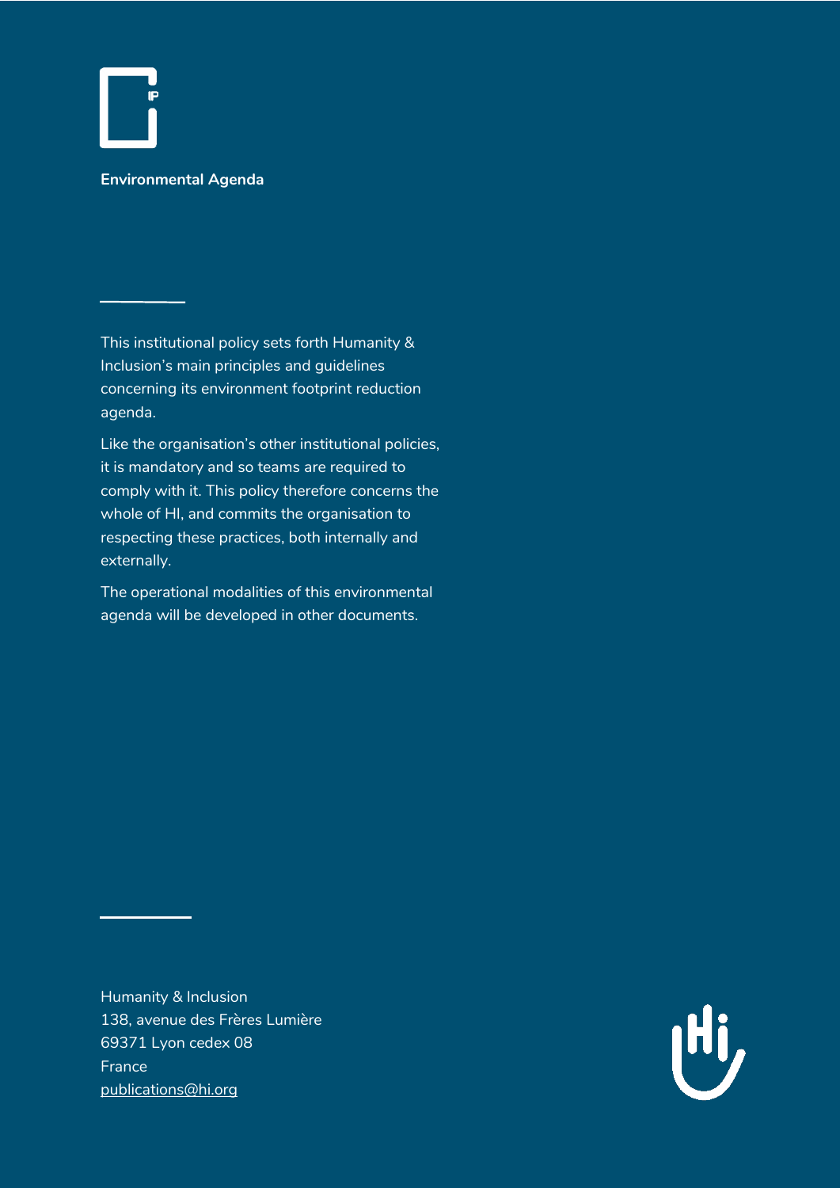**Environmental Agenda**

This institutional policy sets forth Humanity & Inclusion's main principles and guidelines concerning its environment footprint reduction agenda.

Like the organisation's other institutional policies, it is mandatory and so teams are required to comply with it. This policy therefore concerns the whole of HI, and commits the organisation to respecting these practices, both internally and externally.

The operational modalities of this environmental agenda will be developed in other documents.

Humanity & Inclusion
138, avenue des Frères Lumière
69371 Lyon cedex 08
France
publications@hi.org